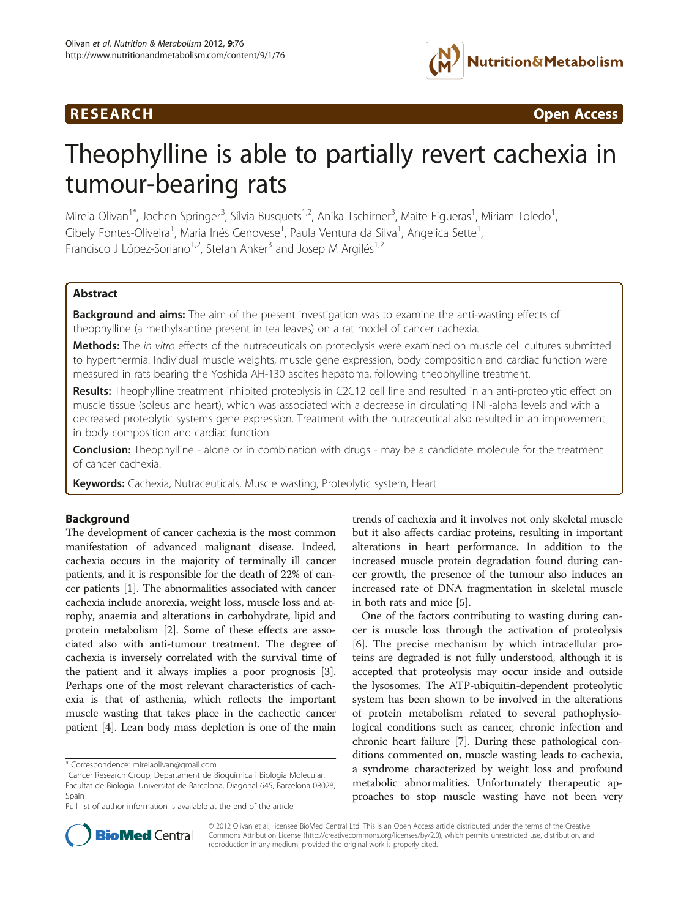RESEARCH Open Access

# Theophylline is able to partially revert cachexia in tumour-bearing rats

Mireia Olivan[1*], Jochen Springer[3], Sílvia Busquets[1,2], Anika Tschirner[3], Maite Figueras[1], Miriam Toledo[1], Cibely Fontes-Oliveira[1], Maria Inés Genovese[1], Paula Ventura da Silva[1], Angelica Sette[1], Francisco J López-Soriano[1,2], Stefan Anker[3] and Josep M Argilés[1,2]

## Abstract

**Background and aims:** The aim of the present investigation was to examine the anti-wasting effects of theophylline (a methylxantine present in tea leaves) on a rat model of cancer cachexia.

**Methods:** The *in vitro* effects of the nutraceuticals on proteolysis were examined on muscle cell cultures submitted to hyperthermia. Individual muscle weights, muscle gene expression, body composition and cardiac function were measured in rats bearing the Yoshida AH-130 ascites hepatoma, following theophylline treatment.

**Results:** Theophylline treatment inhibited proteolysis in C2C12 cell line and resulted in an anti-proteolytic effect on muscle tissue (soleus and heart), which was associated with a decrease in circulating TNF-alpha levels and with a decreased proteolytic systems gene expression. Treatment with the nutraceutical also resulted in an improvement in body composition and cardiac function.

**Conclusion:** Theophylline - alone or in combination with drugs - may be a candidate molecule for the treatment of cancer cachexia.

**Keywords:** Cachexia, Nutraceuticals, Muscle wasting, Proteolytic system, Heart

## Background

The development of cancer cachexia is the most common manifestation of advanced malignant disease. Indeed, cachexia occurs in the majority of terminally ill cancer patients, and it is responsible for the death of 22% of cancer patients [1]. The abnormalities associated with cancer cachexia include anorexia, weight loss, muscle loss and atrophy, anaemia and alterations in carbohydrate, lipid and protein metabolism [2]. Some of these effects are associated also with anti-tumour treatment. The degree of cachexia is inversely correlated with the survival time of the patient and it always implies a poor prognosis [3]. Perhaps one of the most relevant characteristics of cachexia is that of asthenia, which reflects the important muscle wasting that takes place in the cachectic cancer patient [4]. Lean body mass depletion is one of the main trends of cachexia and it involves not only skeletal muscle but it also affects cardiac proteins, resulting in important alterations in heart performance. In addition to the increased muscle protein degradation found during cancer growth, the presence of the tumour also induces an increased rate of DNA fragmentation in skeletal muscle in both rats and mice [5].

One of the factors contributing to wasting during cancer is muscle loss through the activation of proteolysis [6]. The precise mechanism by which intracellular proteins are degraded is not fully understood, although it is accepted that proteolysis may occur inside and outside the lysosomes. The ATP-ubiquitin-dependent proteolytic system has been shown to be involved in the alterations of protein metabolism related to several pathophysiological conditions such as cancer, chronic infection and chronic heart failure [7]. During these pathological conditions commented on, muscle wasting leads to cachexia, a syndrome characterized by weight loss and profound metabolic abnormalities. Unfortunately therapeutic approaches to stop muscle wasting have not been very

\* Correspondence: mireiaolivan@gmail.com
[1]Cancer Research Group, Departament de Bioquímica i Biologia Molecular, Facultat de Biologia, Universitat de Barcelona, Diagonal 645, Barcelona 08028, Spain
Full list of author information is available at the end of the article

© 2012 Olivan et al.; licensee BioMed Central Ltd. This is an Open Access article distributed under the terms of the Creative Commons Attribution License (http://creativecommons.org/licenses/by/2.0), which permits unrestricted use, distribution, and reproduction in any medium, provided the original work is properly cited.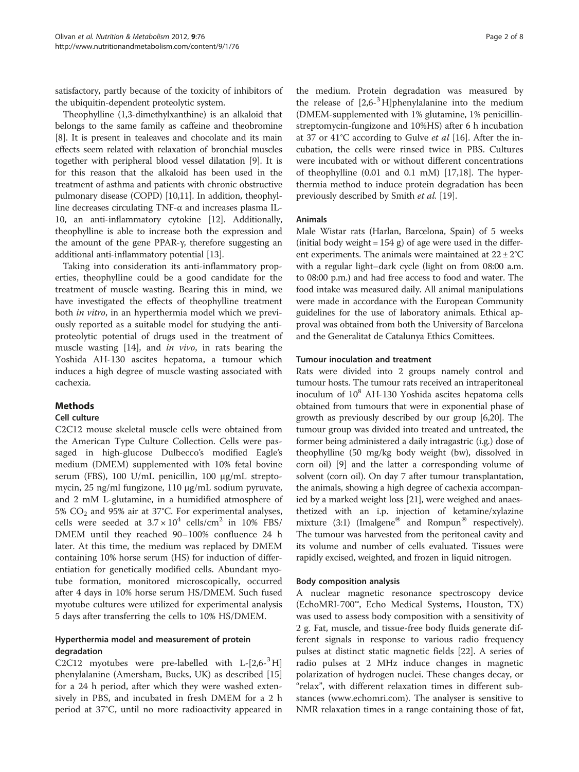satisfactory, partly because of the toxicity of inhibitors of the ubiquitin-dependent proteolytic system.

Theophylline (1,3-dimethylxanthine) is an alkaloid that belongs to the same family as caffeine and theobromine [8]. It is present in tealeaves and chocolate and its main effects seem related with relaxation of bronchial muscles together with peripheral blood vessel dilatation [9]. It is for this reason that the alkaloid has been used in the treatment of asthma and patients with chronic obstructive pulmonary disease (COPD) [10,11]. In addition, theophylline decreases circulating TNF-α and increases plasma IL-10, an anti-inflammatory cytokine [12]. Additionally, theophylline is able to increase both the expression and the amount of the gene PPAR-γ, therefore suggesting an additional anti-inflammatory potential [13].

Taking into consideration its anti-inflammatory properties, theophylline could be a good candidate for the treatment of muscle wasting. Bearing this in mind, we have investigated the effects of theophylline treatment both *in vitro*, in an hyperthermia model which we previously reported as a suitable model for studying the anti-proteolytic potential of drugs used in the treatment of muscle wasting [14], and *in vivo*, in rats bearing the Yoshida AH-130 ascites hepatoma, a tumour which induces a high degree of muscle wasting associated with cachexia.

## Methods

### Cell culture

C2C12 mouse skeletal muscle cells were obtained from the American Type Culture Collection. Cells were passaged in high-glucose Dulbecco's modified Eagle's medium (DMEM) supplemented with 10% fetal bovine serum (FBS), 100 U/mL penicillin, 100 μg/mL streptomycin, 25 ng/ml fungizone, 110 μg/mL sodium pyruvate, and 2 mM L-glutamine, in a humidified atmosphere of 5% $CO_2$ and 95% air at 37°C. For experimental analyses, cells were seeded at $3.7 \times 10^4$ cells/cm$^2$ in 10% FBS/DMEM until they reached 90–100% confluence 24 h later. At this time, the medium was replaced by DMEM containing 10% horse serum (HS) for induction of differentiation for genetically modified cells. Abundant myotube formation, monitored microscopically, occurred after 4 days in 10% horse serum HS/DMEM. Such fused myotube cultures were utilized for experimental analysis 5 days after transferring the cells to 10% HS/DMEM.

### Hyperthermia model and measurement of protein degradation

C2C12 myotubes were pre-labelled with L-[2,6-$^3$H] phenylalanine (Amersham, Bucks, UK) as described [15] for a 24 h period, after which they were washed extensively in PBS, and incubated in fresh DMEM for a 2 h period at 37°C, until no more radioactivity appeared in the medium. Protein degradation was measured by the release of [2,6-$^3$H]phenylalanine into the medium (DMEM-supplemented with 1% glutamine, 1% penicillin-streptomycin-fungizone and 10%HS) after 6 h incubation at 37 or 41°C according to Gulve *et al* [16]. After the incubation, the cells were rinsed twice in PBS. Cultures were incubated with or without different concentrations of theophylline (0.01 and 0.1 mM) [17,18]. The hyperthermia method to induce protein degradation has been previously described by Smith *et al.* [19].

### Animals

Male Wistar rats (Harlan, Barcelona, Spain) of 5 weeks (initial body weight = 154 g) of age were used in the different experiments. The animals were maintained at 22 ± 2°C with a regular light–dark cycle (light on from 08:00 a.m. to 08:00 p.m.) and had free access to food and water. The food intake was measured daily. All animal manipulations were made in accordance with the European Community guidelines for the use of laboratory animals. Ethical approval was obtained from both the University of Barcelona and the Generalitat de Catalunya Ethics Comittees.

### Tumour inoculation and treatment

Rats were divided into 2 groups namely control and tumour hosts. The tumour rats received an intraperitoneal inoculum of $10^8$ AH-130 Yoshida ascites hepatoma cells obtained from tumours that were in exponential phase of growth as previously described by our group [6,20]. The tumour group was divided into treated and untreated, the former being administered a daily intragastric (i.g.) dose of theophylline (50 mg/kg body weight (bw), dissolved in corn oil) [9] and the latter a corresponding volume of solvent (corn oil). On day 7 after tumour transplantation, the animals, showing a high degree of cachexia accompanied by a marked weight loss [21], were weighed and anaesthetized with an i.p. injection of ketamine/xylazine mixture (3:1) (Imalgene® and Rompun® respectively). The tumour was harvested from the peritoneal cavity and its volume and number of cells evaluated. Tissues were rapidly excised, weighted, and frozen in liquid nitrogen.

### Body composition analysis

A nuclear magnetic resonance spectroscopy device (EchoMRI-700™, Echo Medical Systems, Houston, TX) was used to assess body composition with a sensitivity of 2 g. Fat, muscle, and tissue-free body fluids generate different signals in response to various radio frequency pulses at distinct static magnetic fields [22]. A series of radio pulses at 2 MHz induce changes in magnetic polarization of hydrogen nuclei. These changes decay, or "relax", with different relaxation times in different substances (www.echomri.com). The analyser is sensitive to NMR relaxation times in a range containing those of fat,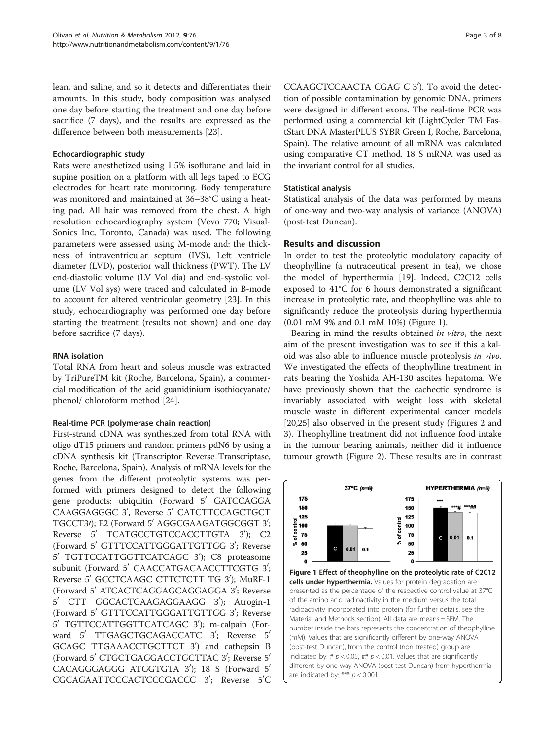lean, and saline, and so it detects and differentiates their amounts. In this study, body composition was analysed one day before starting the treatment and one day before sacrifice (7 days), and the results are expressed as the difference between both measurements [23].

### Echocardiographic study

Rats were anesthetized using 1.5% isoflurane and laid in supine position on a platform with all legs taped to ECG electrodes for heart rate monitoring. Body temperature was monitored and maintained at 36–38°C using a heating pad. All hair was removed from the chest. A high resolution echocardiography system (Vevo 770; VisualSonics Inc, Toronto, Canada) was used. The following parameters were assessed using M-mode and: the thickness of intraventricular septum (IVS), Left ventricle diameter (LVD), posterior wall thickness (PWT). The LV end-diastolic volume (LV Vol dia) and end-systolic volume (LV Vol sys) were traced and calculated in B-mode to account for altered ventricular geometry [23]. In this study, echocardiography was performed one day before starting the treatment (results not shown) and one day before sacrifice (7 days).

### RNA isolation

Total RNA from heart and soleus muscle was extracted by TriPureTM kit (Roche, Barcelona, Spain), a commercial modification of the acid guanidinium isothiocyanate/ phenol/ chloroform method [24].

### Real-time PCR (polymerase chain reaction)

First-strand cDNA was synthesized from total RNA with oligo dT15 primers and random primers pdN6 by using a cDNA synthesis kit (Transcriptor Reverse Transcriptase, Roche, Barcelona, Spain). Analysis of mRNA levels for the genes from the different proteolytic systems was performed with primers designed to detect the following gene products: ubiquitin (Forward 5′ GATCCAGGA CAAGGAGGGC 3′, Reverse 5′ CATCTTCCAGCTGCT TGCCT3′); E2 (Forward 5′ AGGCGAAGATGGCGGT 3′; Reverse 5′ TCATGCCTGTCCACCTTGTA 3′); C2 (Forward 5′ GTTTCCATTGGGATTGTTGG 3′; Reverse 5′ TGTTCCATTGGTTCATCAGC 3′); C8 proteasome subunit (Forward 5′ CAACCATGACAACCTTCGTG 3′; Reverse 5′ GCCTCAAGC CTTCTCTT TG 3′); MuRF-1 (Forward 5′ ATCACTCAGGAGCAGGAGGA 3′; Reverse 5′ CTT GGCACTCAAGAGGAAGG 3′); Atrogin-1 (Forward 5′ GTTTCCATTGGGATTGTTGG 3′; Reverse 5′ TGTTCCATTGGTTCATCAGC 3′); m-calpain (Forward 5′ TTGAGCTGCAGACCATC 3′; Reverse 5′ GCAGC TTGAAACCTGCTTCT 3′) and cathepsin B (Forward 5′ CTGCTGAGGACCTGCTTAC 3′; Reverse 5′ CACAGGGAGGG ATGGTGTA 3′); 18 S (Forward 5′ CGCAGAATTCCCACTCCCGACCC 3′; Reverse 5′C CCAAGCTCCAACTA CGAG C 3′). To avoid the detection of possible contamination by genomic DNA, primers were designed in different exons. The real-time PCR was performed using a commercial kit (LightCycler TM FastStart DNA MasterPLUS SYBR Green I, Roche, Barcelona, Spain). The relative amount of all mRNA was calculated using comparative CT method. 18 S mRNA was used as the invariant control for all studies.

### Statistical analysis

Statistical analysis of the data was performed by means of one-way and two-way analysis of variance (ANOVA) (post-test Duncan).

## Results and discussion

In order to test the proteolytic modulatory capacity of theophylline (a nutraceutical present in tea), we chose the model of hyperthermia [19]. Indeed, C2C12 cells exposed to 41°C for 6 hours demonstrated a significant increase in proteolytic rate, and theophylline was able to significantly reduce the proteolysis during hyperthermia (0.01 mM 9% and 0.1 mM 10%) (Figure 1).

Bearing in mind the results obtained *in vitro*, the next aim of the present investigation was to see if this alkaloid was also able to influence muscle proteolysis *in vivo*. We investigated the effects of theophylline treatment in rats bearing the Yoshida AH-130 ascites hepatoma. We have previously shown that the cachectic syndrome is invariably associated with weight loss with skeletal muscle waste in different experimental cancer models [20,25] also observed in the present study (Figures 2 and 3). Theophylline treatment did not influence food intake in the tumour bearing animals, neither did it influence tumour growth (Figure 2). These results are in contrast

**Figure 1 Effect of theophylline on the proteolytic rate of C2C12 cells under hyperthermia.** Values for protein degradation are presented as the percentage of the respective control value at 37°C of the amino acid radioactivity in the medium versus the total radioactivity incorporated into protein (for further details, see the Material and Methods section). All data are means ± SEM. The number inside the bars represents the concentration of theophylline (mM). Values that are significantly different by one-way ANOVA (post-test Duncan), from the control (non treated) group are indicated by: # $p < 0.05$, ## $p < 0.01$. Values that are significantly different by one-way ANOVA (post-test Duncan) from hyperthermia are indicated by: *** $p < 0.001$.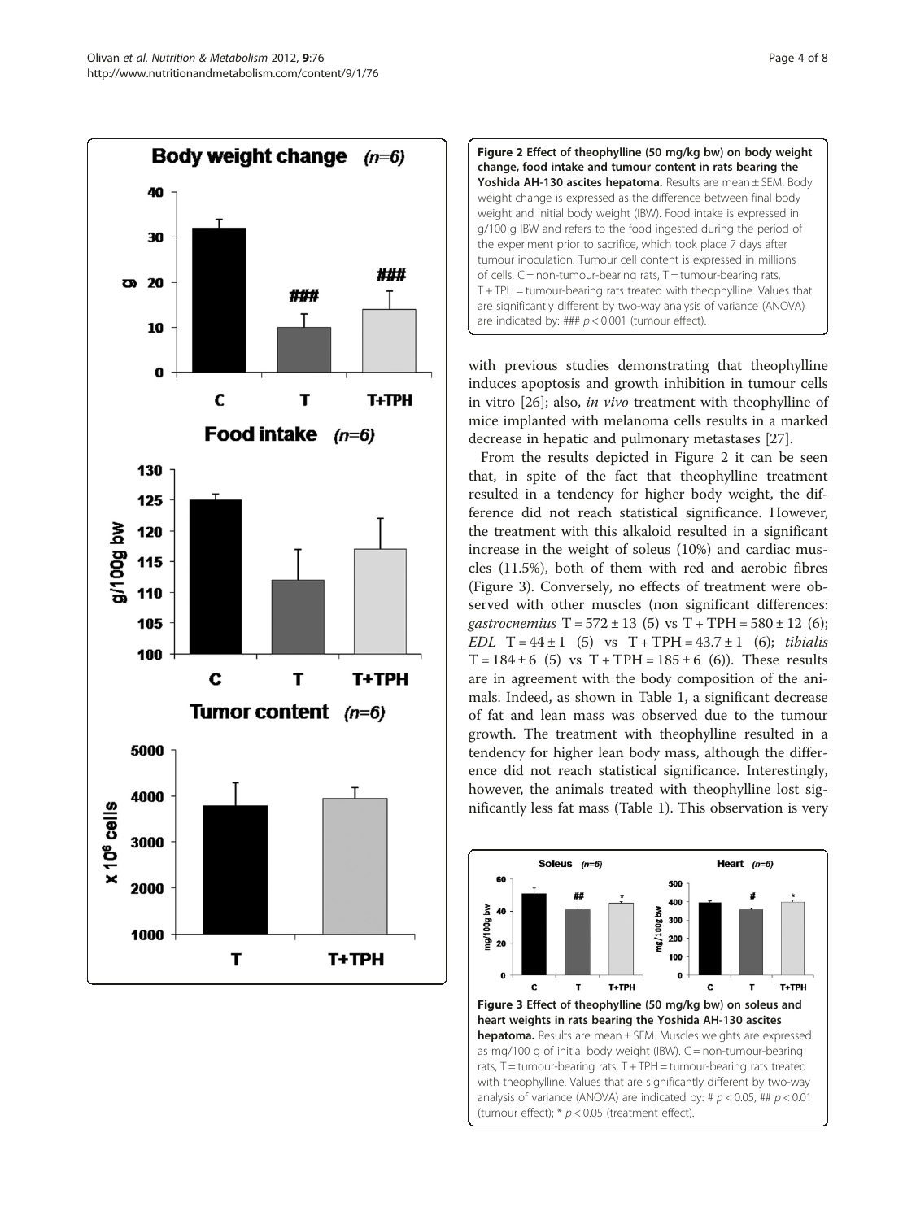**Figure 2 Effect of theophylline (50 mg/kg bw) on body weight change, food intake and tumour content in rats bearing the Yoshida AH-130 ascites hepatoma.** Results are mean ± SEM. Body weight change is expressed as the difference between final body weight and initial body weight (IBW). Food intake is expressed in g/100 g IBW and refers to the food ingested during the period of the experiment prior to sacrifice, which took place 7 days after tumour inoculation. Tumour cell content is expressed in millions of cells. C = non-tumour-bearing rats, T = tumour-bearing rats, T + TPH = tumour-bearing rats treated with theophylline. Values that are significantly different by two-way analysis of variance (ANOVA) are indicated by: ### $p < 0.001$ (tumour effect).

with previous studies demonstrating that theophylline induces apoptosis and growth inhibition in tumour cells in vitro [26]; also, *in vivo* treatment with theophylline of mice implanted with melanoma cells results in a marked decrease in hepatic and pulmonary metastases [27].

From the results depicted in Figure 2 it can be seen that, in spite of the fact that theophylline treatment resulted in a tendency for higher body weight, the difference did not reach statistical significance. However, the treatment with this alkaloid resulted in a significant increase in the weight of soleus (10%) and cardiac muscles (11.5%), both of them with red and aerobic fibres (Figure 3). Conversely, no effects of treatment were observed with other muscles (non significant differences: *gastrocnemius* T = 572 ± 13 (5) vs T + TPH = 580 ± 12 (6); *EDL* T = 44 ± 1 (5) vs T + TPH = 43.7 ± 1 (6); *tibialis* T = 184 ± 6 (5) vs T + TPH = 185 ± 6 (6)). These results are in agreement with the body composition of the animals. Indeed, as shown in Table 1, a significant decrease of fat and lean mass was observed due to the tumour growth. The treatment with theophylline resulted in a tendency for higher lean body mass, although the difference did not reach statistical significance. Interestingly, however, the animals treated with theophylline lost significantly less fat mass (Table 1). This observation is very

**Figure 3 Effect of theophylline (50 mg/kg bw) on soleus and heart weights in rats bearing the Yoshida AH-130 ascites hepatoma.** Results are mean ± SEM. Muscles weights are expressed as mg/100 g of initial body weight (IBW). C = non-tumour-bearing rats, T = tumour-bearing rats, T + TPH = tumour-bearing rats treated with theophylline. Values that are significantly different by two-way analysis of variance (ANOVA) are indicated by: # $p < 0.05$, ## $p < 0.01$ (tumour effect); * $p < 0.05$ (treatment effect).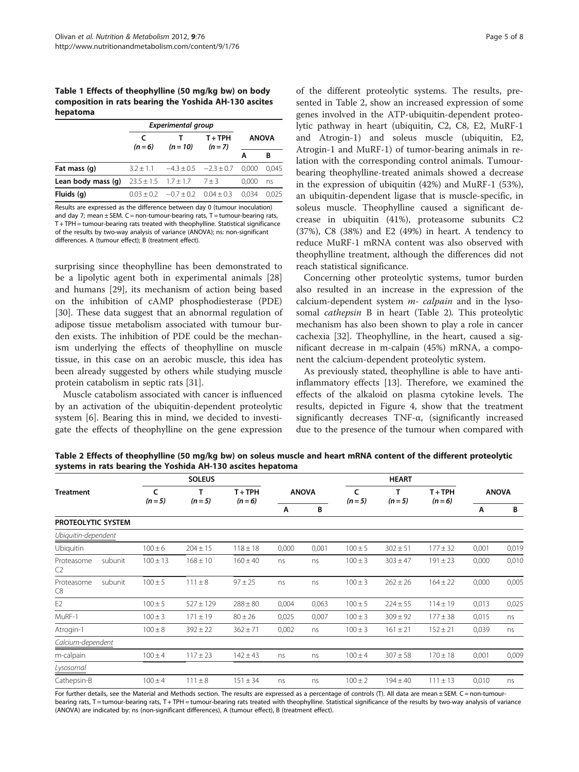**Table 1 Effects of theophylline (50 mg/kg bw) on body composition in rats bearing the Yoshida AH-130 ascites hepatoma**

| | Experimental group | | | ANOVA | |
|---|---|---|---|---|---|
| | C (n = 6) | T (n = 10) | T + TPH (n = 7) | A | B |
| **Fat mass (g)** | 3.2 ± 1.1 | −4.3 ± 0.5 | −2.3 ± 0.7 | 0.000 | 0.045 |
| **Lean body mass (g)** | 23.5 ± 1.5 | 1.7 ± 1.7 | 7 ± 3 | 0.000 | ns |
| **Fluids (g)** | 0.03 ± 0.2 | −0.7 ± 0.2 | 0.04 ± 0.3 | 0.034 | 0.025 |

Results are expressed as the difference between day 0 (tumour inoculation) and day 7; mean ± SEM. C = non-tumour-bearing rats, T = tumour-bearing rats, T + TPH = tumour-bearing rats treated with theophylline. Statistical significance of the results by two-way analysis of variance (ANOVA); ns: non-significant differences. A (tumour effect); B (treatment effect).

surprising since theophylline has been demonstrated to be a lipolytic agent both in experimental animals [28] and humans [29], its mechanism of action being based on the inhibition of cAMP phosphodiesterase (PDE) [30]. These data suggest that an abnormal regulation of adipose tissue metabolism associated with tumour burden exists. The inhibition of PDE could be the mechanism underlying the effects of theophylline on muscle tissue, in this case on an aerobic muscle, this idea has been already suggested by others while studying muscle protein catabolism in septic rats [31].

Muscle catabolism associated with cancer is influenced by an activation of the ubiquitin-dependent proteolytic system [6]. Bearing this in mind, we decided to investigate the effects of theophylline on the gene expression of the different proteolytic systems. The results, presented in Table 2, show an increased expression of some genes involved in the ATP-ubiquitin-dependent proteolytic pathway in heart (ubiquitin, C2, C8, E2, MuRF-1 and Atrogin-1) and soleus muscle (ubiquitin, E2, Atrogin-1 and MuRF-1) of tumor-bearing animals in relation with the corresponding control animals. Tumour-bearing theophylline-treated animals showed a decrease in the expression of ubiquitin (42%) and MuRF-1 (53%), an ubiquitin-dependent ligase that is muscle-specific, in soleus muscle. Theophylline caused a significant decrease in ubiquitin (41%), proteasome subunits C2 (37%), C8 (38%) and E2 (49%) in heart. A tendency to reduce MuRF-1 mRNA content was also observed with theophylline treatment, although the differences did not reach statistical significance.

Concerning other proteolytic systems, tumor burden also resulted in an increase in the expression of the calcium-dependent system *m- calpain* and in the lysosomal *cathepsin* B in heart (Table 2). This proteolytic mechanism has also been shown to play a role in cancer cachexia [32]. Theophylline, in the heart, caused a significant decrease in m-calpain (45%) mRNA, a component the calcium-dependent proteolytic system.

As previously stated, theophylline is able to have anti-inflammatory effects [13]. Therefore, we examined the effects of the alkaloid on plasma cytokine levels. The results, depicted in Figure 4, show that the treatment significantly decreases TNF-α, (significantly increased due to the presence of the tumour when compared with

**Table 2 Effects of theophylline (50 mg/kg bw) on soleus muscle and heart mRNA content of the different proteolytic systems in rats bearing the Yoshida AH-130 ascites hepatoma**

| Treatment | SOLEUS | | | ANOVA | | HEART | | | ANOVA | |
|---|---|---|---|---|---|---|---|---|---|---|
| | C (n = 5) | T (n = 5) | T + TPH (n = 6) | A | B | C (n = 5) | T (n = 5) | T + TPH (n = 6) | A | B |
| **PROTEOLYTIC SYSTEM** | | | | | | | | | | |
| *Ubiquitin-dependent* | | | | | | | | | | |
| Ubiquitin | 100 ± 6 | 204 ± 15 | 118 ± 18 | 0,000 | 0,001 | 100 ± 5 | 302 ± 51 | 177 ± 32 | 0,001 | 0,019 |
| Proteasome subunit C2 | 100 ± 13 | 168 ± 10 | 160 ± 40 | ns | ns | 100 ± 3 | 303 ± 47 | 191 ± 23 | 0,000 | 0,010 |
| Proteasome subunit C8 | 100 ± 5 | 111 ± 8 | 97 ± 25 | ns | ns | 100 ± 3 | 262 ± 26 | 164 ± 22 | 0,000 | 0,005 |
| E2 | 100 ± 5 | 527 ± 129 | 288 ± 80 | 0,004 | 0,063 | 100 ± 5 | 224 ± 55 | 114 ± 19 | 0,013 | 0,025 |
| MuRF-1 | 100 ± 3 | 171 ± 19 | 80 ± 26 | 0,025 | 0,007 | 100 ± 3 | 309 ± 92 | 177 ± 38 | 0,015 | ns |
| Atrogin-1 | 100 ± 8 | 392 ± 22 | 362 ± 71 | 0,002 | ns | 100 ± 3 | 161 ± 21 | 152 ± 21 | 0,039 | ns |
| *Calcium-dependent* | | | | | | | | | | |
| m-calpain | 100 ± 4 | 117 ± 23 | 142 ± 43 | ns | ns | 100 ± 4 | 307 ± 58 | 170 ± 18 | 0,001 | 0,009 |
| *Lysosomal* | | | | | | | | | | |
| Cathepsin-B | 100 ± 4 | 111 ± 8 | 151 ± 34 | ns | ns | 100 ± 2 | 194 ± 40 | 111 ± 13 | 0,010 | ns |

For further details, see the Material and Methods section. The results are expressed as a percentage of controls (T). All data are mean ± SEM. C = non-tumour-bearing rats, T = tumour-bearing rats, T + TPH = tumour-bearing rats treated with theophylline. Statistical significance of the results by two-way analysis of variance (ANOVA) are indicated by: ns (non-significant differences), A (tumour effect), B (treatment effect).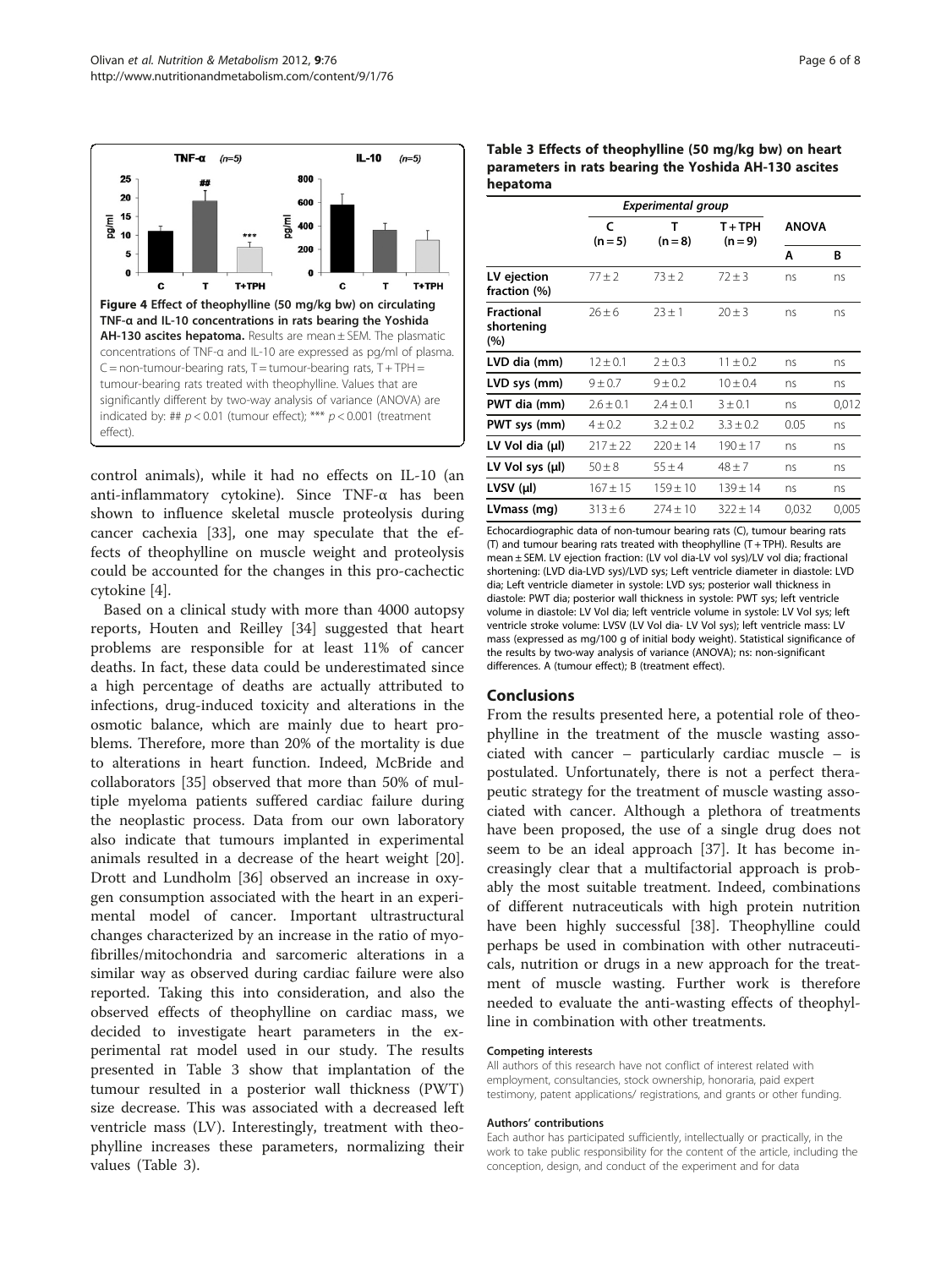TNF-α (n=5)

IL-10 (n=5)

25
20
15
10
5
0

pg/ml

##

***

C T T+TPH

800
600
400
200
0

pg/ml

C T T+TPH

**Figure 4 Effect of theophylline (50 mg/kg bw) on circulating TNF-α and IL-10 concentrations in rats bearing the Yoshida AH-130 ascites hepatoma.** Results are mean ± SEM. The plasmatic concentrations of TNF-α and IL-10 are expressed as pg/ml of plasma. C = non-tumour-bearing rats, T = tumour-bearing rats, T + TPH = tumour-bearing rats treated with theophylline. Values that are significantly different by two-way analysis of variance (ANOVA) are indicated by: ## $p < 0.01$ (tumour effect); *** $p < 0.001$ (treatment effect).

control animals), while it had no effects on IL-10 (an anti-inflammatory cytokine). Since TNF-α has been shown to influence skeletal muscle proteolysis during cancer cachexia [33], one may speculate that the effects of theophylline on muscle weight and proteolysis could be accounted for the changes in this pro-cachectic cytokine [4].

Based on a clinical study with more than 4000 autopsy reports, Houten and Reilley [34] suggested that heart problems are responsible for at least 11% of cancer deaths. In fact, these data could be underestimated since a high percentage of deaths are actually attributed to infections, drug-induced toxicity and alterations in the osmotic balance, which are mainly due to heart problems. Therefore, more than 20% of the mortality is due to alterations in heart function. Indeed, McBride and collaborators [35] observed that more than 50% of multiple myeloma patients suffered cardiac failure during the neoplastic process. Data from our own laboratory also indicate that tumours implanted in experimental animals resulted in a decrease of the heart weight [20]. Drott and Lundholm [36] observed an increase in oxygen consumption associated with the heart in an experimental model of cancer. Important ultrastructural changes characterized by an increase in the ratio of myofibrilles/mitochondria and sarcomeric alterations in a similar way as observed during cardiac failure were also reported. Taking this into consideration, and also the observed effects of theophylline on cardiac mass, we decided to investigate heart parameters in the experimental rat model used in our study. The results presented in Table 3 show that implantation of the tumour resulted in a posterior wall thickness (PWT) size decrease. This was associated with a decreased left ventricle mass (LV). Interestingly, treatment with theophylline increases these parameters, normalizing their values (Table 3).

**Table 3 Effects of theophylline (50 mg/kg bw) on heart parameters in rats bearing the Yoshida AH-130 ascites hepatoma**

| | Experimental group | | | ANOVA | |
|---|---|---|---|---|---|
| | C (n = 5) | T (n = 8) | T + TPH (n = 9) | A | B |
| LV ejection fraction (%) | 77 ± 2 | 73 ± 2 | 72 ± 3 | ns | ns |
| Fractional shortening (%) | 26 ± 6 | 23 ± 1 | 20 ± 3 | ns | ns |
| LVD dia (mm) | 12 ± 0.1 | 2 ± 0.3 | 11 ± 0.2 | ns | ns |
| LVD sys (mm) | 9 ± 0.7 | 9 ± 0.2 | 10 ± 0.4 | ns | ns |
| PWT dia (mm) | 2.6 ± 0.1 | 2.4 ± 0.1 | 3 ± 0.1 | ns | 0,012 |
| PWT sys (mm) | 4 ± 0.2 | 3.2 ± 0.2 | 3.3 ± 0.2 | 0.05 | ns |
| LV Vol dia (μl) | 217 ± 22 | 220 ± 14 | 190 ± 17 | ns | ns |
| LV Vol sys (μl) | 50 ± 8 | 55 ± 4 | 48 ± 7 | ns | ns |
| LVSV (μl) | 167 ± 15 | 159 ± 10 | 139 ± 14 | ns | ns |
| LVmass (mg) | 313 ± 6 | 274 ± 10 | 322 ± 14 | 0,032 | 0,005 |

Echocardiographic data of non-tumour bearing rats (C), tumour bearing rats (T) and tumour bearing rats treated with theophylline (T + TPH). Results are mean ± SEM. LV ejection fraction: (LV vol dia-LV vol sys)/LV vol dia; fractional shortening: (LVD dia-LVD sys)/LVD sys; Left ventricle diameter in diastole: LVD dia; Left ventricle diameter in systole: LVD sys; posterior wall thickness in diastole: PWT dia; posterior wall thickness in systole: PWT sys; left ventricle volume in diastole: LV Vol dia; left ventricle volume in systole: LV Vol sys; left ventricle stroke volume: LVSV (LV Vol dia- LV Vol sys); left ventricle mass: LV mass (expressed as mg/100 g of initial body weight). Statistical significance of the results by two-way analysis of variance (ANOVA); ns: non-significant differences. A (tumour effect); B (treatment effect).

## Conclusions

From the results presented here, a potential role of theophylline in the treatment of the muscle wasting associated with cancer – particularly cardiac muscle – is postulated. Unfortunately, there is not a perfect therapeutic strategy for the treatment of muscle wasting associated with cancer. Although a plethora of treatments have been proposed, the use of a single drug does not seem to be an ideal approach [37]. It has become increasingly clear that a multifactorial approach is probably the most suitable treatment. Indeed, combinations of different nutraceuticals with high protein nutrition have been highly successful [38]. Theophylline could perhaps be used in combination with other nutraceuticals, nutrition or drugs in a new approach for the treatment of muscle wasting. Further work is therefore needed to evaluate the anti-wasting effects of theophylline in combination with other treatments.

#### Competing interests

All authors of this research have not conflict of interest related with employment, consultancies, stock ownership, honoraria, paid expert testimony, patent applications/ registrations, and grants or other funding.

#### Authors' contributions

Each author has participated sufficiently, intellectually or practically, in the work to take public responsibility for the content of the article, including the conception, design, and conduct of the experiment and for data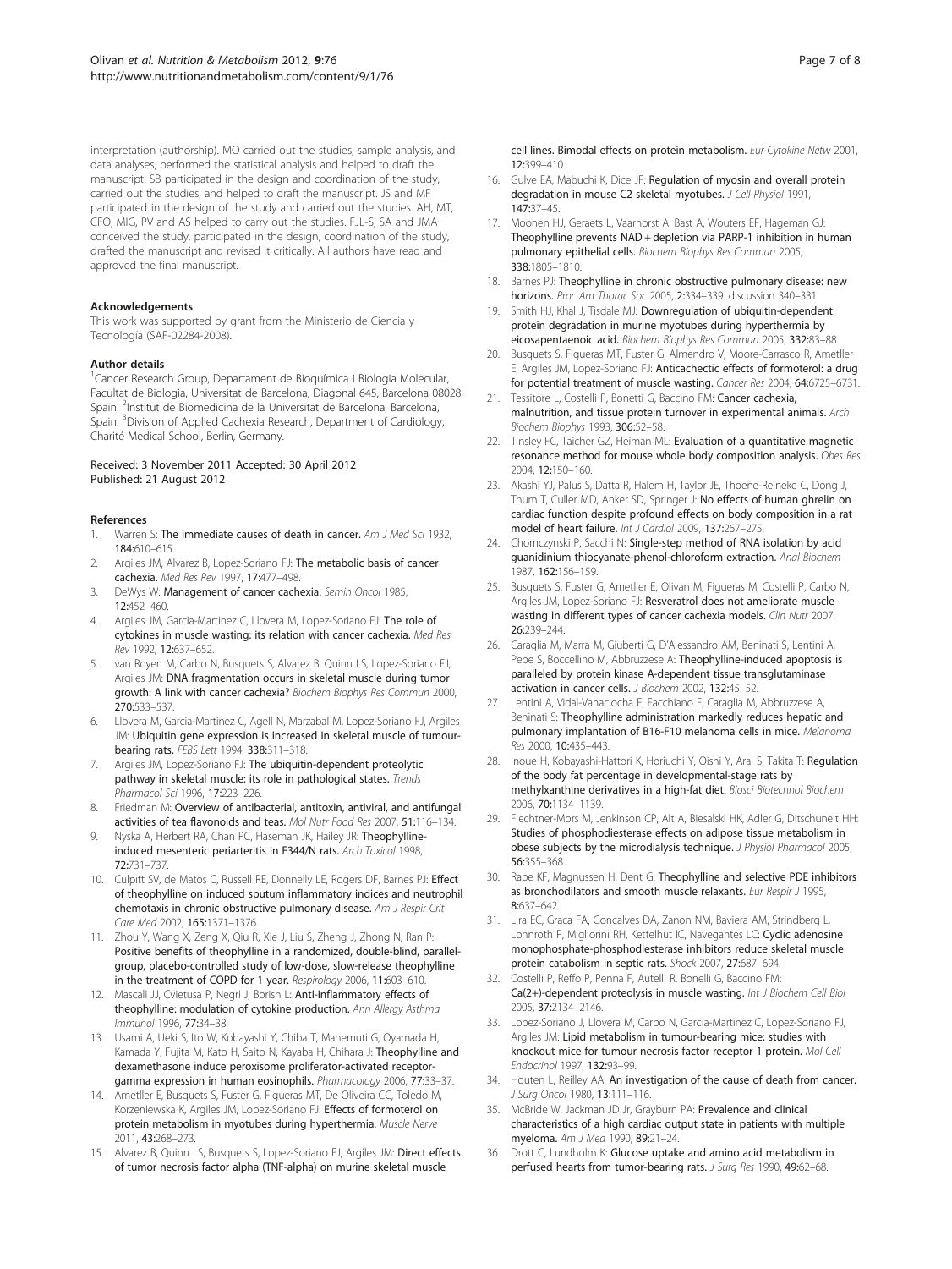interpretation (authorship). MO carried out the studies, sample analysis, and data analyses, performed the statistical analysis and helped to draft the manuscript. SB participated in the design and coordination of the study, carried out the studies, and helped to draft the manuscript. JS and MF participated in the design of the study and carried out the studies. AH, MT, CFO, MIG, PV and AS helped to carry out the studies. FJL-S, SA and JMA conceived the study, participated in the design, coordination of the study, drafted the manuscript and revised it critically. All authors have read and approved the final manuscript.

#### Acknowledgements

This work was supported by grant from the Ministerio de Ciencia y Tecnología (SAF-02284-2008).

#### Author details

[1]Cancer Research Group, Departament de Bioquímica i Biologia Molecular, Facultat de Biologia, Universitat de Barcelona, Diagonal 645, Barcelona 08028, Spain. [2]Institut de Biomedicina de la Universitat de Barcelona, Barcelona, Spain. [3]Division of Applied Cachexia Research, Department of Cardiology, Charité Medical School, Berlin, Germany.

Received: 3 November 2011 Accepted: 30 April 2012
Published: 21 August 2012

#### References

1. Warren S: **The immediate causes of death in cancer.** *Am J Med Sci* 1932, **184:**610–615.
2. Argiles JM, Alvarez B, Lopez-Soriano FJ: **The metabolic basis of cancer cachexia.** *Med Res Rev* 1997, **17:**477–498.
3. DeWys W: **Management of cancer cachexia.** *Semin Oncol* 1985, **12:**452–460.
4. Argiles JM, Garcia-Martinez C, Llovera M, Lopez-Soriano FJ: **The role of cytokines in muscle wasting: its relation with cancer cachexia.** *Med Res Rev* 1992, **12:**637–652.
5. van Royen M, Carbo N, Busquets S, Alvarez B, Quinn LS, Lopez-Soriano FJ, Argiles JM: **DNA fragmentation occurs in skeletal muscle during tumor growth: A link with cancer cachexia?** *Biochem Biophys Res Commun* 2000, **270:**533–537.
6. Llovera M, Garcia-Martinez C, Agell N, Marzabal M, Lopez-Soriano FJ, Argiles JM: **Ubiquitin gene expression is increased in skeletal muscle of tumour-bearing rats.** *FEBS Lett* 1994, **338:**311–318.
7. Argiles JM, Lopez-Soriano FJ: **The ubiquitin-dependent proteolytic pathway in skeletal muscle: its role in pathological states.** *Trends Pharmacol Sci* 1996, **17:**223–226.
8. Friedman M: **Overview of antibacterial, antitoxin, antiviral, and antifungal activities of tea flavonoids and teas.** *Mol Nutr Food Res* 2007, **51:**116–134.
9. Nyska A, Herbert RA, Chan PC, Haseman JK, Hailey JR: **Theophylline-induced mesenteric periarteritis in F344/N rats.** *Arch Toxicol* 1998, **72:**731–737.
10. Culpitt SV, de Matos C, Russell RE, Donnelly LE, Rogers DF, Barnes PJ: **Effect of theophylline on induced sputum inflammatory indices and neutrophil chemotaxis in chronic obstructive pulmonary disease.** *Am J Respir Crit Care Med* 2002, **165:**1371–1376.
11. Zhou Y, Wang X, Zeng X, Qiu R, Xie J, Liu S, Zheng J, Zhong N, Ran P: **Positive benefits of theophylline in a randomized, double-blind, parallel-group, placebo-controlled study of low-dose, slow-release theophylline in the treatment of COPD for 1 year.** *Respirology* 2006, **11:**603–610.
12. Mascali JJ, Cvietusa P, Negri J, Borish L: **Anti-inflammatory effects of theophylline: modulation of cytokine production.** *Ann Allergy Asthma Immunol* 1996, **77:**34–38.
13. Usami A, Ueki S, Ito W, Kobayashi Y, Chiba T, Mahemuti G, Oyamada H, Kamada Y, Fujita M, Kato H, Saito N, Kayaba H, Chihara J: **Theophylline and dexamethasone induce peroxisome proliferator-activated receptor-gamma expression in human eosinophils.** *Pharmacology* 2006, **77:**33–37.
14. Ametller E, Busquets S, Fuster G, Figueras MT, De Oliveira CC, Toledo M, Korzeniewska K, Argiles JM, Lopez-Soriano FJ: **Effects of formoterol on protein metabolism in myotubes during hyperthermia.** *Muscle Nerve* 2011, **43:**268–273.
15. Alvarez B, Quinn LS, Busquets S, Lopez-Soriano FJ, Argiles JM: **Direct effects of tumor necrosis factor alpha (TNF-alpha) on murine skeletal muscle cell lines. Bimodal effects on protein metabolism.** *Eur Cytokine Netw* 2001, **12:**399–410.
16. Gulve EA, Mabuchi K, Dice JF: **Regulation of myosin and overall protein degradation in mouse C2 skeletal myotubes.** *J Cell Physiol* 1991, **147:**37–45.
17. Moonen HJ, Geraets L, Vaarhorst A, Bast A, Wouters EF, Hageman GJ: **Theophylline prevents NAD + depletion via PARP-1 inhibition in human pulmonary epithelial cells.** *Biochem Biophys Res Commun* 2005, **338:**1805–1810.
18. Barnes PJ: **Theophylline in chronic obstructive pulmonary disease: new horizons.** *Proc Am Thorac Soc* 2005, **2:**334–339. discussion 340–331.
19. Smith HJ, Khal J, Tisdale MJ: **Downregulation of ubiquitin-dependent protein degradation in murine myotubes during hyperthermia by eicosapentaenoic acid.** *Biochem Biophys Res Commun* 2005, **332:**83–88.
20. Busquets S, Figueras MT, Fuster G, Almendro V, Moore-Carrasco R, Ametller E, Argiles JM, Lopez-Soriano FJ: **Anticachectic effects of formoterol: a drug for potential treatment of muscle wasting.** *Cancer Res* 2004, **64:**6725–6731.
21. Tessitore L, Costelli P, Bonetti G, Baccino FM: **Cancer cachexia, malnutrition, and tissue protein turnover in experimental animals.** *Arch Biochem Biophys* 1993, **306:**52–58.
22. Tinsley FC, Taicher GZ, Heiman ML: **Evaluation of a quantitative magnetic resonance method for mouse whole body composition analysis.** *Obes Res* 2004, **12:**150–160.
23. Akashi YJ, Palus S, Datta R, Halem H, Taylor JE, Thoene-Reineke C, Dong J, Thum T, Culler MD, Anker SD, Springer J: **No effects of human ghrelin on cardiac function despite profound effects on body composition in a rat model of heart failure.** *Int J Cardiol* 2009, **137:**267–275.
24. Chomczynski P, Sacchi N: **Single-step method of RNA isolation by acid guanidinium thiocyanate-phenol-chloroform extraction.** *Anal Biochem* 1987, **162:**156–159.
25. Busquets S, Fuster G, Ametller E, Olivan M, Figueras M, Costelli P, Carbo N, Argiles JM, Lopez-Soriano FJ: **Resveratrol does not ameliorate muscle wasting in different types of cancer cachexia models.** *Clin Nutr* 2007, **26:**239–244.
26. Caraglia M, Marra M, Giuberti G, D'Alessandro AM, Beninati S, Lentini A, Pepe S, Boccellino M, Abbruzzese A: **Theophylline-induced apoptosis is paralleled by protein kinase A-dependent tissue transglutaminase activation in cancer cells.** *J Biochem* 2002, **132:**45–52.
27. Lentini A, Vidal-Vanaclocha F, Facchiano F, Caraglia M, Abbruzzese A, Beninati S: **Theophylline administration markedly reduces hepatic and pulmonary implantation of B16-F10 melanoma cells in mice.** *Melanoma Res* 2000, **10:**435–443.
28. Inoue H, Kobayashi-Hattori K, Horiuchi Y, Oishi Y, Arai S, Takita T: **Regulation of the body fat percentage in developmental-stage rats by methylxanthine derivatives in a high-fat diet.** *Biosci Biotechnol Biochem* 2006, **70:**1134–1139.
29. Flechtner-Mors M, Jenkinson CP, Alt A, Biesalski HK, Adler G, Ditschuneit HH: **Studies of phosphodiesterase effects on adipose tissue metabolism in obese subjects by the microdialysis technique.** *J Physiol Pharmacol* 2005, **56:**355–368.
30. Rabe KF, Magnussen H, Dent G: **Theophylline and selective PDE inhibitors as bronchodilators and smooth muscle relaxants.** *Eur Respir J* 1995, **8:**637–642.
31. Lira EC, Graca FA, Goncalves DA, Zanon NM, Baviera AM, Strindberg L, Lonnroth P, Migliorini RH, Kettelhut IC, Navegantes LC: **Cyclic adenosine monophosphate-phosphodiesterase inhibitors reduce skeletal muscle protein catabolism in septic rats.** *Shock* 2007, **27:**687–694.
32. Costelli P, Reffo P, Penna F, Autelli R, Bonelli G, Baccino FM: **Ca(2+)-dependent proteolysis in muscle wasting.** *Int J Biochem Cell Biol* 2005, **37:**2134–2146.
33. Lopez-Soriano J, Llovera M, Carbo N, Garcia-Martinez C, Lopez-Soriano FJ, Argiles JM: **Lipid metabolism in tumour-bearing mice: studies with knockout mice for tumour necrosis factor receptor 1 protein.** *Mol Cell Endocrinol* 1997, **132:**93–99.
34. Houten L, Reilley AA: **An investigation of the cause of death from cancer.** *J Surg Oncol* 1980, **13:**111–116.
35. McBride W, Jackman JD Jr, Grayburn PA: **Prevalence and clinical characteristics of a high cardiac output state in patients with multiple myeloma.** *Am J Med* 1990, **89:**21–24.
36. Drott C, Lundholm K: **Glucose uptake and amino acid metabolism in perfused hearts from tumor-bearing rats.** *J Surg Res* 1990, **49:**62–68.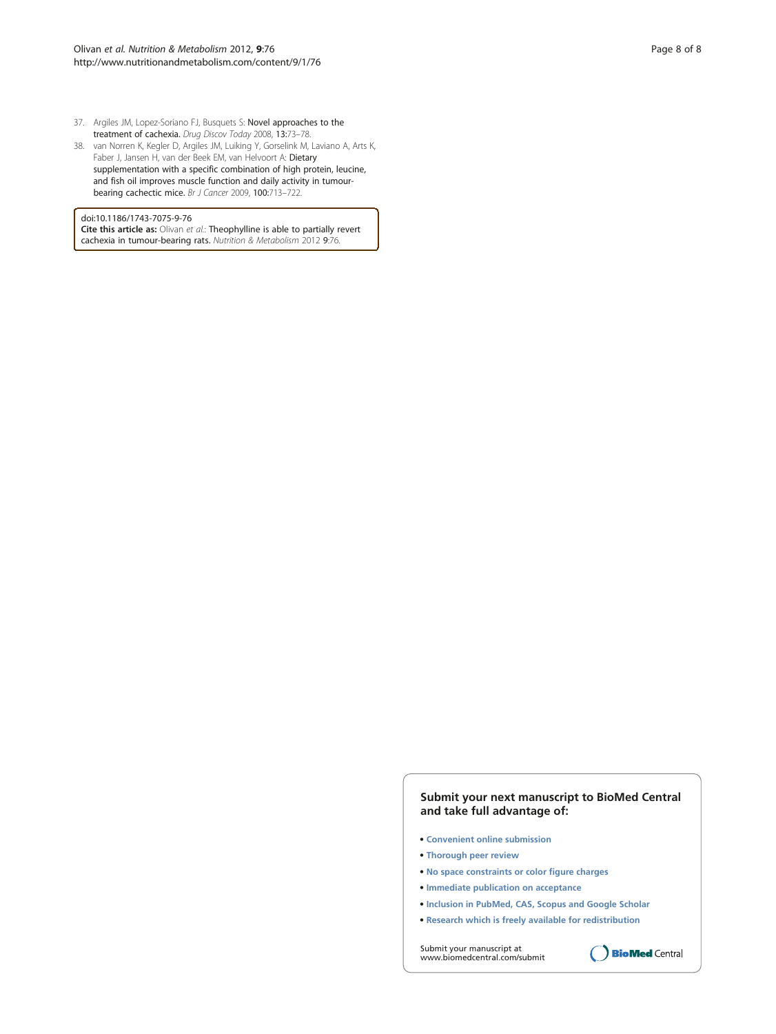37. Argiles JM, Lopez-Soriano FJ, Busquets S: **Novel approaches to the treatment of cachexia.** *Drug Discov Today* 2008, **13**:73–78.
38. van Norren K, Kegler D, Argiles JM, Luiking Y, Gorselink M, Laviano A, Arts K, Faber J, Jansen H, van der Beek EM, van Helvoort A: **Dietary supplementation with a specific combination of high protein, leucine, and fish oil improves muscle function and daily activity in tumour-bearing cachectic mice.** *Br J Cancer* 2009, **100**:713–722.

doi:10.1186/1743-7075-9-76
**Cite this article as:** Olivan *et al.*: Theophylline is able to partially revert cachexia in tumour-bearing rats. *Nutrition & Metabolism* 2012 **9**:76.

**Submit your next manuscript to BioMed Central and take full advantage of:**

- **Convenient online submission**
- **Thorough peer review**
- **No space constraints or color figure charges**
- **Immediate publication on acceptance**
- **Inclusion in PubMed, CAS, Scopus and Google Scholar**
- **Research which is freely available for redistribution**

Submit your manuscript at
www.biomedcentral.com/submit

BioMed Central